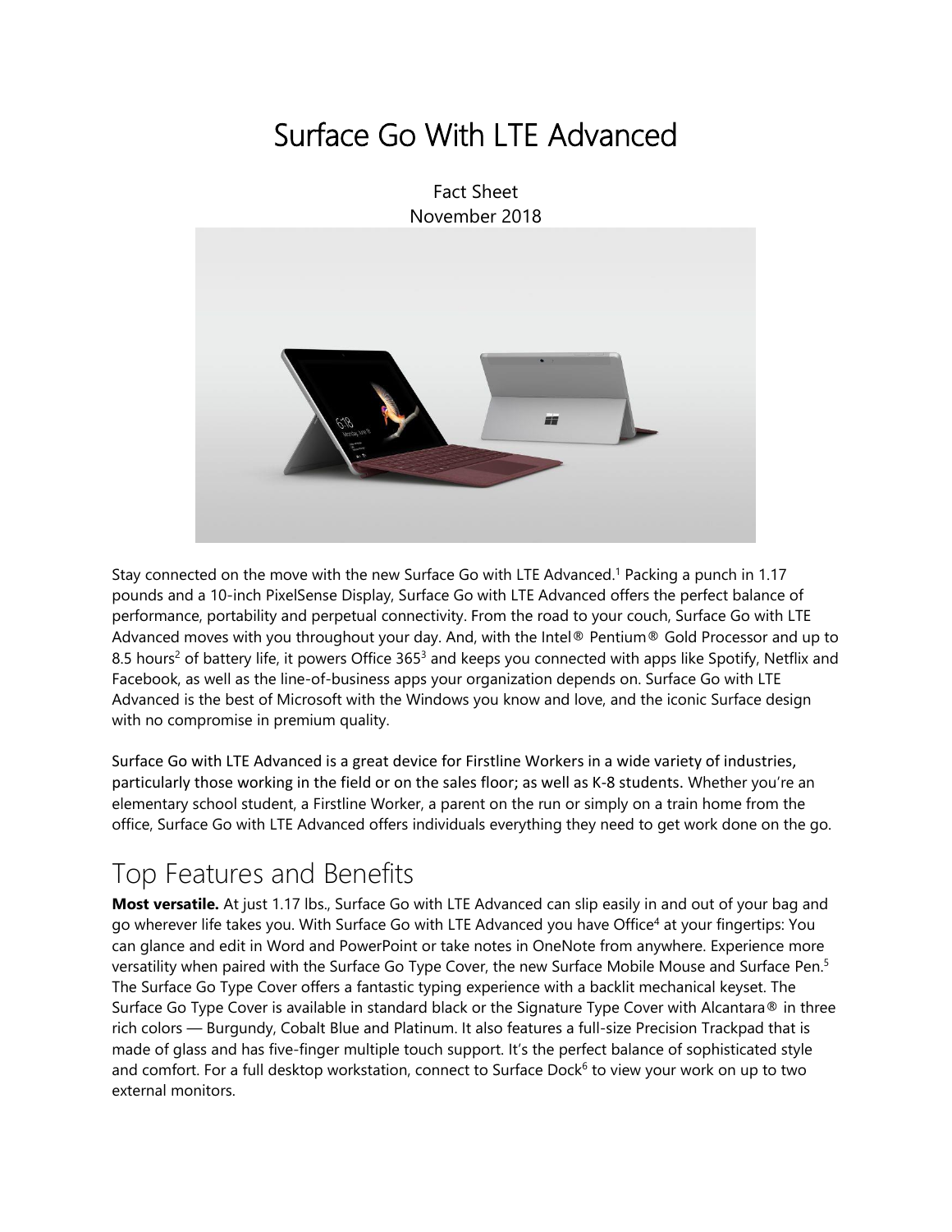# Surface Go With LTE Advanced

Fact Sheet
November 2018

Stay connected on the move with the new Surface Go with LTE Advanced.[1] Packing a punch in 1.17 pounds and a 10-inch PixelSense Display, Surface Go with LTE Advanced offers the perfect balance of performance, portability and perpetual connectivity. From the road to your couch, Surface Go with LTE Advanced moves with you throughout your day. And, with the Intel® Pentium® Gold Processor and up to 8.5 hours[2] of battery life, it powers Office 365[3] and keeps you connected with apps like Spotify, Netflix and Facebook, as well as the line-of-business apps your organization depends on. Surface Go with LTE Advanced is the best of Microsoft with the Windows you know and love, and the iconic Surface design with no compromise in premium quality.

Surface Go with LTE Advanced is a great device for Firstline Workers in a wide variety of industries, particularly those working in the field or on the sales floor; as well as K-8 students. Whether you're an elementary school student, a Firstline Worker, a parent on the run or simply on a train home from the office, Surface Go with LTE Advanced offers individuals everything they need to get work done on the go.

## Top Features and Benefits

**Most versatile.** At just 1.17 lbs., Surface Go with LTE Advanced can slip easily in and out of your bag and go wherever life takes you. With Surface Go with LTE Advanced you have Office[4] at your fingertips: You can glance and edit in Word and PowerPoint or take notes in OneNote from anywhere. Experience more versatility when paired with the Surface Go Type Cover, the new Surface Mobile Mouse and Surface Pen.[5] The Surface Go Type Cover offers a fantastic typing experience with a backlit mechanical keyset. The Surface Go Type Cover is available in standard black or the Signature Type Cover with Alcantara® in three rich colors — Burgundy, Cobalt Blue and Platinum. It also features a full-size Precision Trackpad that is made of glass and has five-finger multiple touch support. It's the perfect balance of sophisticated style and comfort. For a full desktop workstation, connect to Surface Dock[6] to view your work on up to two external monitors.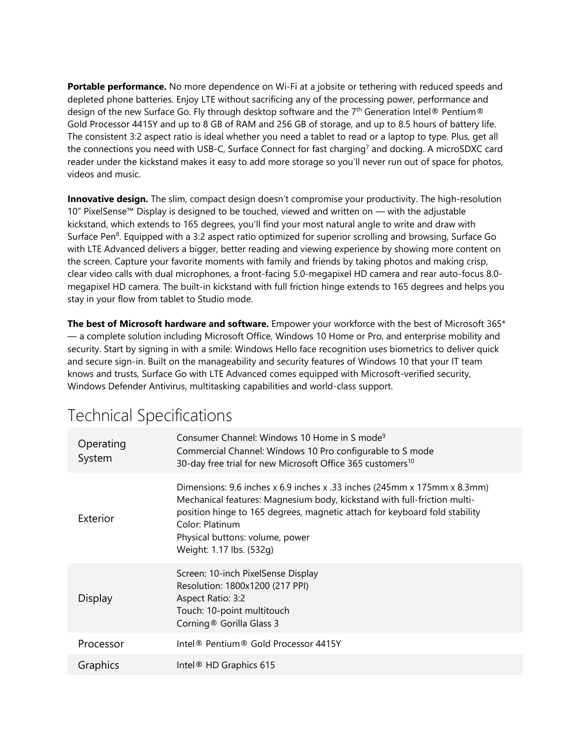**Portable performance.** No more dependence on Wi-Fi at a jobsite or tethering with reduced speeds and depleted phone batteries. Enjoy LTE without sacrificing any of the processing power, performance and design of the new Surface Go. Fly through desktop software and the 7th Generation Intel® Pentium® Gold Processor 4415Y and up to 8 GB of RAM and 256 GB of storage, and up to 8.5 hours of battery life. The consistent 3:2 aspect ratio is ideal whether you need a tablet to read or a laptop to type. Plus, get all the connections you need with USB-C, Surface Connect for fast charging[7] and docking. A microSDXC card reader under the kickstand makes it easy to add more storage so you'll never run out of space for photos, videos and music.

**Innovative design.** The slim, compact design doesn't compromise your productivity. The high-resolution 10" PixelSense™ Display is designed to be touched, viewed and written on — with the adjustable kickstand, which extends to 165 degrees, you'll find your most natural angle to write and draw with Surface Pen[8]. Equipped with a 3:2 aspect ratio optimized for superior scrolling and browsing, Surface Go with LTE Advanced delivers a bigger, better reading and viewing experience by showing more content on the screen. Capture your favorite moments with family and friends by taking photos and making crisp, clear video calls with dual microphones, a front-facing 5.0-megapixel HD camera and rear auto-focus 8.0-megapixel HD camera. The built-in kickstand with full friction hinge extends to 165 degrees and helps you stay in your flow from tablet to Studio mode.

**The best of Microsoft hardware and software.** Empower your workforce with the best of Microsoft 365* — a complete solution including Microsoft Office, Windows 10 Home or Pro, and enterprise mobility and security. Start by signing in with a smile: Windows Hello face recognition uses biometrics to deliver quick and secure sign-in. Built on the manageability and security features of Windows 10 that your IT team knows and trusts, Surface Go with LTE Advanced comes equipped with Microsoft-verified security, Windows Defender Antivirus, multitasking capabilities and world-class support.

# Technical Specifications

| | |
|---|---|
| Operating System | Consumer Channel: Windows 10 Home in S mode[9]<br>Commercial Channel: Windows 10 Pro configurable to S mode<br>30-day free trial for new Microsoft Office 365 customers[10] |
| Exterior | Dimensions: 9.6 inches x 6.9 inches x .33 inches (245mm x 175mm x 8.3mm)<br>Mechanical features: Magnesium body, kickstand with full-friction multi-position hinge to 165 degrees, magnetic attach for keyboard fold stability<br>Color: Platinum<br>Physical buttons: volume, power<br>Weight: 1.17 lbs. (532g) |
| Display | Screen: 10-inch PixelSense Display<br>Resolution: 1800x1200 (217 PPI)<br>Aspect Ratio: 3:2<br>Touch: 10-point multitouch<br>Corning® Gorilla Glass 3 |
| Processor | Intel® Pentium® Gold Processor 4415Y |
| Graphics | Intel® HD Graphics 615 |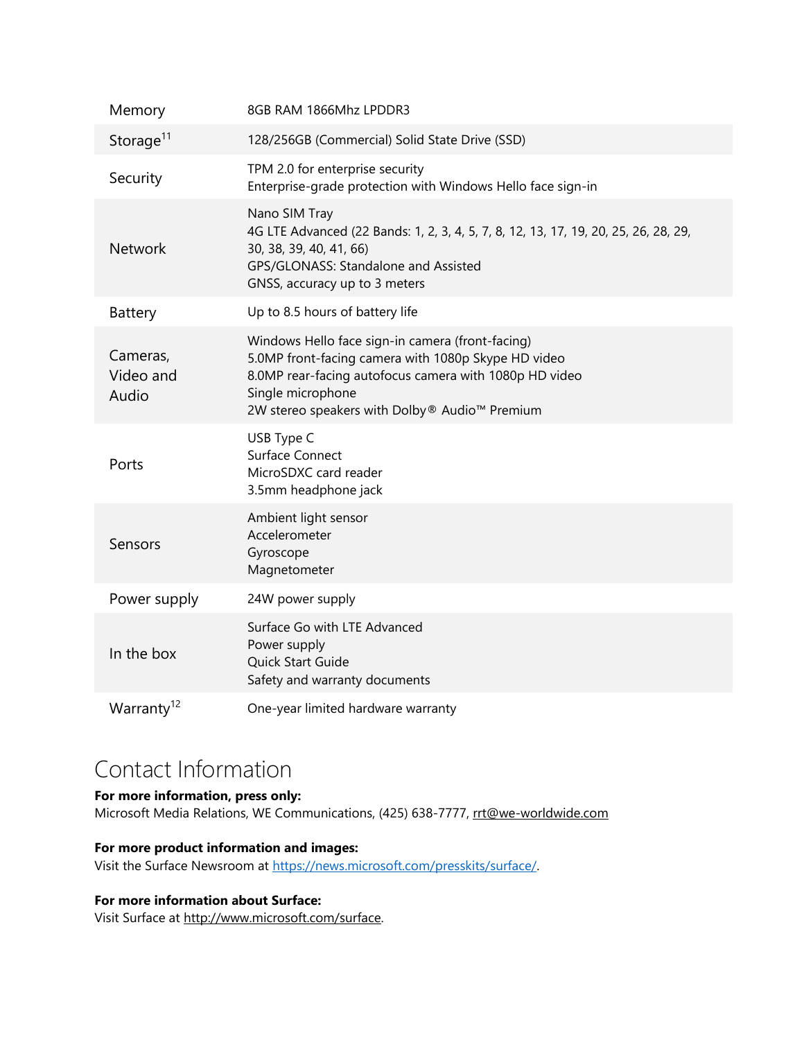| | |
|---|---|
| Memory | 8GB RAM 1866Mhz LPDDR3 |
| Storage[11] | 128/256GB (Commercial) Solid State Drive (SSD) |
| Security | TPM 2.0 for enterprise security<br>Enterprise-grade protection with Windows Hello face sign-in |
| Network | Nano SIM Tray<br>4G LTE Advanced (22 Bands: 1, 2, 3, 4, 5, 7, 8, 12, 13, 17, 19, 20, 25, 26, 28, 29, 30, 38, 39, 40, 41, 66)<br>GPS/GLONASS: Standalone and Assisted<br>GNSS, accuracy up to 3 meters |
| Battery | Up to 8.5 hours of battery life |
| Cameras, Video and Audio | Windows Hello face sign-in camera (front-facing)<br>5.0MP front-facing camera with 1080p Skype HD video<br>8.0MP rear-facing autofocus camera with 1080p HD video<br>Single microphone<br>2W stereo speakers with Dolby® Audio™ Premium |
| Ports | USB Type C<br>Surface Connect<br>MicroSDXC card reader<br>3.5mm headphone jack |
| Sensors | Ambient light sensor<br>Accelerometer<br>Gyroscope<br>Magnetometer |
| Power supply | 24W power supply |
| In the box | Surface Go with LTE Advanced<br>Power supply<br>Quick Start Guide<br>Safety and warranty documents |
| Warranty[12] | One-year limited hardware warranty |

# Contact Information

**For more information, press only:**
Microsoft Media Relations, WE Communications, (425) 638-7777, rrt@we-worldwide.com

**For more product information and images:**
Visit the Surface Newsroom at https://news.microsoft.com/presskits/surface/.

**For more information about Surface:**
Visit Surface at http://www.microsoft.com/surface.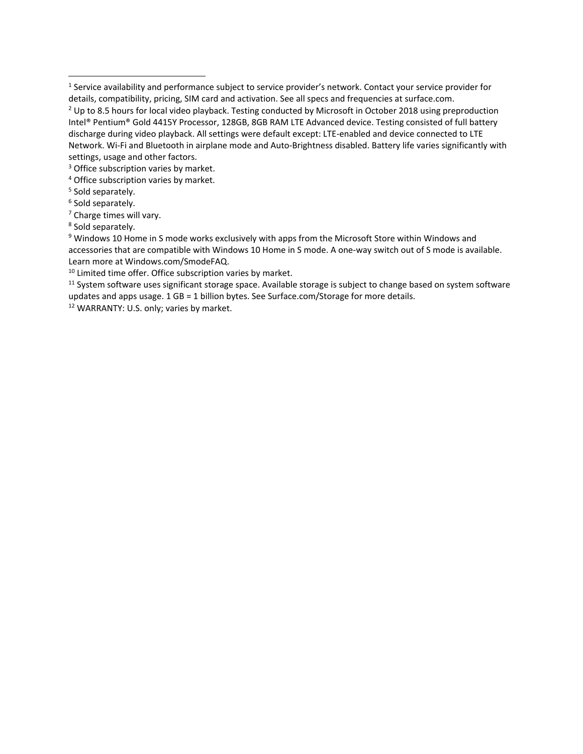[1] Service availability and performance subject to service provider's network. Contact your service provider for details, compatibility, pricing, SIM card and activation. See all specs and frequencies at surface.com.

[2] Up to 8.5 hours for local video playback. Testing conducted by Microsoft in October 2018 using preproduction Intel® Pentium® Gold 4415Y Processor, 128GB, 8GB RAM LTE Advanced device. Testing consisted of full battery discharge during video playback. All settings were default except: LTE-enabled and device connected to LTE Network. Wi-Fi and Bluetooth in airplane mode and Auto-Brightness disabled. Battery life varies significantly with settings, usage and other factors.

[3] Office subscription varies by market.

[4] Office subscription varies by market.

[5] Sold separately.

[6] Sold separately.

[7] Charge times will vary.

[8] Sold separately.

[9] Windows 10 Home in S mode works exclusively with apps from the Microsoft Store within Windows and accessories that are compatible with Windows 10 Home in S mode. A one-way switch out of S mode is available. Learn more at Windows.com/SmodeFAQ.

[10] Limited time offer. Office subscription varies by market.

[11] System software uses significant storage space. Available storage is subject to change based on system software updates and apps usage. 1 GB = 1 billion bytes. See Surface.com/Storage for more details.

[12] WARRANTY: U.S. only; varies by market.